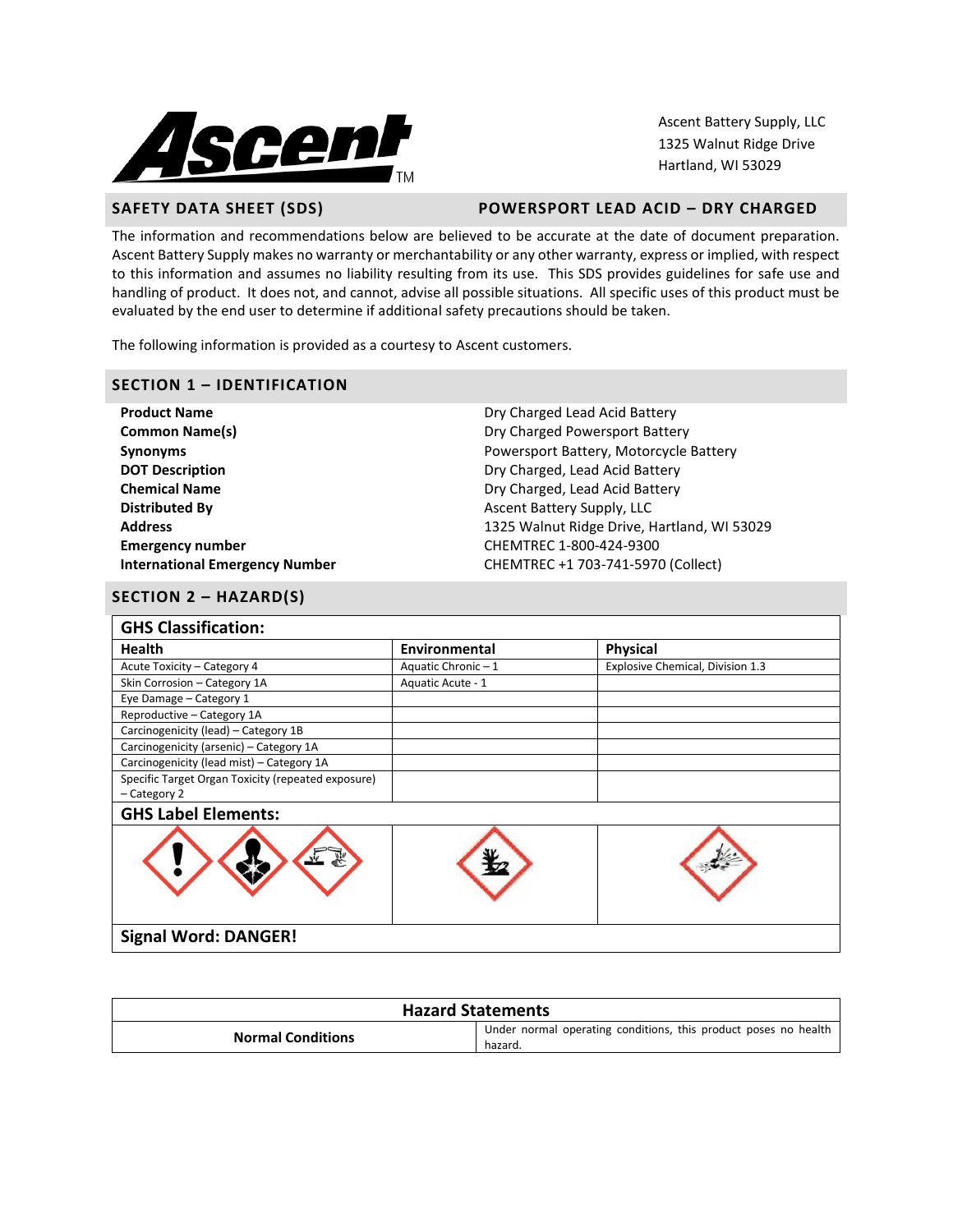Ascent Battery Supply, LLC
1325 Walnut Ridge Drive
Hartland, WI 53029

## SAFETY DATA SHEET (SDS) — POWERSPORT LEAD ACID – DRY CHARGED

The information and recommendations below are believed to be accurate at the date of document preparation. Ascent Battery Supply makes no warranty or merchantability or any other warranty, express or implied, with respect to this information and assumes no liability resulting from its use. This SDS provides guidelines for safe use and handling of product. It does not, and cannot, advise all possible situations. All specific uses of this product must be evaluated by the end user to determine if additional safety precautions should be taken.

The following information is provided as a courtesy to Ascent customers.

## SECTION 1 – IDENTIFICATION

| | |
|---|---|
| **Product Name** | Dry Charged Lead Acid Battery |
| **Common Name(s)** | Dry Charged Powersport Battery |
| **Synonyms** | Powersport Battery, Motorcycle Battery |
| **DOT Description** | Dry Charged, Lead Acid Battery |
| **Chemical Name** | Dry Charged, Lead Acid Battery |
| **Distributed By** | Ascent Battery Supply, LLC |
| **Address** | 1325 Walnut Ridge Drive, Hartland, WI 53029 |
| **Emergency number** | CHEMTREC 1-800-424-9300 |
| **International Emergency Number** | CHEMTREC +1 703-741-5970 (Collect) |

## SECTION 2 – HAZARD(S)

**GHS Classification:**

| Health | Environmental | Physical |
|---|---|---|
| Acute Toxicity – Category 4 | Aquatic Chronic – 1 | Explosive Chemical, Division 1.3 |
| Skin Corrosion – Category 1A | Aquatic Acute - 1 | |
| Eye Damage – Category 1 | | |
| Reproductive – Category 1A | | |
| Carcinogenicity (lead) – Category 1B | | |
| Carcinogenicity (arsenic) – Category 1A | | |
| Carcinogenicity (lead mist) – Category 1A | | |
| Specific Target Organ Toxicity (repeated exposure) – Category 2 | | |

**GHS Label Elements:**

**Signal Word: DANGER!**

| Hazard Statements | |
|---|---|
| **Normal Conditions** | Under normal operating conditions, this product poses no health hazard. |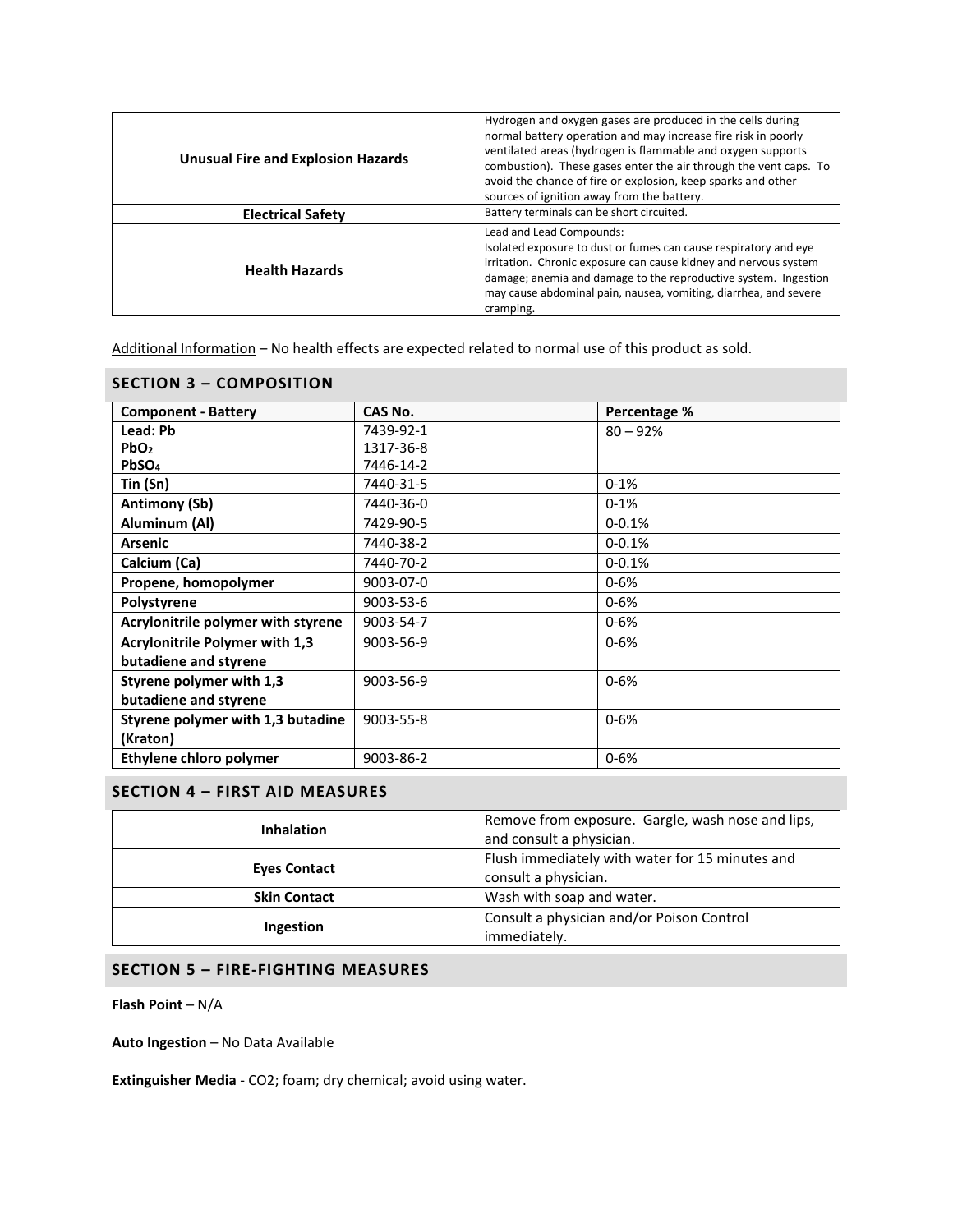| | |
|---|---|
| **Unusual Fire and Explosion Hazards** | Hydrogen and oxygen gases are produced in the cells during normal battery operation and may increase fire risk in poorly ventilated areas (hydrogen is flammable and oxygen supports combustion). These gases enter the air through the vent caps. To avoid the chance of fire or explosion, keep sparks and other sources of ignition away from the battery. |
| **Electrical Safety** | Battery terminals can be short circuited. |
| **Health Hazards** | Lead and Lead Compounds:<br>Isolated exposure to dust or fumes can cause respiratory and eye irritation. Chronic exposure can cause kidney and nervous system damage; anemia and damage to the reproductive system. Ingestion may cause abdominal pain, nausea, vomiting, diarrhea, and severe cramping. |

Additional Information – No health effects are expected related to normal use of this product as sold.

## SECTION 3 – COMPOSITION

| Component - Battery | CAS No. | Percentage % |
|---|---|---|
| **Lead: Pb**<br>**$PbO_2$**<br>**$PbSO_4$** | 7439-92-1<br>1317-36-8<br>7446-14-2 | 80 – 92% |
| **Tin (Sn)** | 7440-31-5 | 0-1% |
| **Antimony (Sb)** | 7440-36-0 | 0-1% |
| **Aluminum (Al)** | 7429-90-5 | 0-0.1% |
| **Arsenic** | 7440-38-2 | 0-0.1% |
| **Calcium (Ca)** | 7440-70-2 | 0-0.1% |
| **Propene, homopolymer** | 9003-07-0 | 0-6% |
| **Polystyrene** | 9003-53-6 | 0-6% |
| **Acrylonitrile polymer with styrene** | 9003-54-7 | 0-6% |
| **Acrylonitrile Polymer with 1,3 butadiene and styrene** | 9003-56-9 | 0-6% |
| **Styrene polymer with 1,3 butadiene and styrene** | 9003-56-9 | 0-6% |
| **Styrene polymer with 1,3 butadine (Kraton)** | 9003-55-8 | 0-6% |
| **Ethylene chloro polymer** | 9003-86-2 | 0-6% |

## SECTION 4 – FIRST AID MEASURES

| | |
|---|---|
| **Inhalation** | Remove from exposure. Gargle, wash nose and lips, and consult a physician. |
| **Eyes Contact** | Flush immediately with water for 15 minutes and consult a physician. |
| **Skin Contact** | Wash with soap and water. |
| **Ingestion** | Consult a physician and/or Poison Control immediately. |

## SECTION 5 – FIRE-FIGHTING MEASURES

**Flash Point** – N/A

**Auto Ingestion** – No Data Available

**Extinguisher Media** - CO2; foam; dry chemical; avoid using water.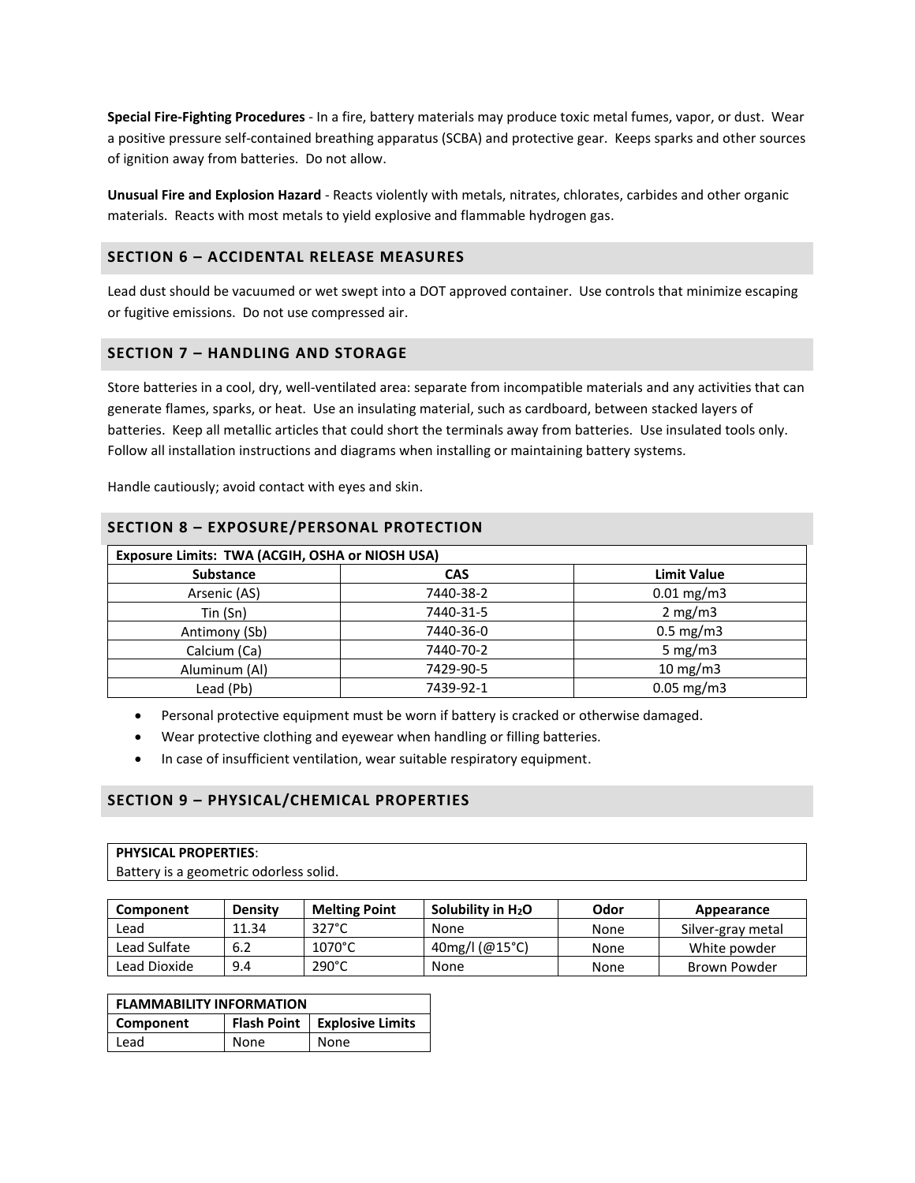**Special Fire-Fighting Procedures** - In a fire, battery materials may produce toxic metal fumes, vapor, or dust. Wear a positive pressure self-contained breathing apparatus (SCBA) and protective gear. Keeps sparks and other sources of ignition away from batteries. Do not allow.

**Unusual Fire and Explosion Hazard** - Reacts violently with metals, nitrates, chlorates, carbides and other organic materials. Reacts with most metals to yield explosive and flammable hydrogen gas.

## SECTION 6 – ACCIDENTAL RELEASE MEASURES

Lead dust should be vacuumed or wet swept into a DOT approved container. Use controls that minimize escaping or fugitive emissions. Do not use compressed air.

## SECTION 7 – HANDLING AND STORAGE

Store batteries in a cool, dry, well-ventilated area: separate from incompatible materials and any activities that can generate flames, sparks, or heat. Use an insulating material, such as cardboard, between stacked layers of batteries. Keep all metallic articles that could short the terminals away from batteries. Use insulated tools only. Follow all installation instructions and diagrams when installing or maintaining battery systems.

Handle cautiously; avoid contact with eyes and skin.

## SECTION 8 – EXPOSURE/PERSONAL PROTECTION

| **Exposure Limits: TWA (ACGIH, OSHA or NIOSH USA)** | | |
|---|---|---|
| **Substance** | **CAS** | **Limit Value** |
| Arsenic (AS) | 7440-38-2 | 0.01 mg/m3 |
| Tin (Sn) | 7440-31-5 | 2 mg/m3 |
| Antimony (Sb) | 7440-36-0 | 0.5 mg/m3 |
| Calcium (Ca) | 7440-70-2 | 5 mg/m3 |
| Aluminum (Al) | 7429-90-5 | 10 mg/m3 |
| Lead (Pb) | 7439-92-1 | 0.05 mg/m3 |

- Personal protective equipment must be worn if battery is cracked or otherwise damaged.
- Wear protective clothing and eyewear when handling or filling batteries.
- In case of insufficient ventilation, wear suitable respiratory equipment.

## SECTION 9 – PHYSICAL/CHEMICAL PROPERTIES

| **PHYSICAL PROPERTIES**: |
|---|
| Battery is a geometric odorless solid. |

| Component | Density | Melting Point | Solubility in $H_2O$ | Odor | Appearance |
|---|---|---|---|---|---|
| Lead | 11.34 | 327°C | None | None | Silver-gray metal |
| Lead Sulfate | 6.2 | 1070°C | 40mg/l (@15°C) | None | White powder |
| Lead Dioxide | 9.4 | 290°C | None | None | Brown Powder |

| **FLAMMABILITY INFORMATION** | | |
|---|---|---|
| **Component** | **Flash Point** | **Explosive Limits** |
| Lead | None | None |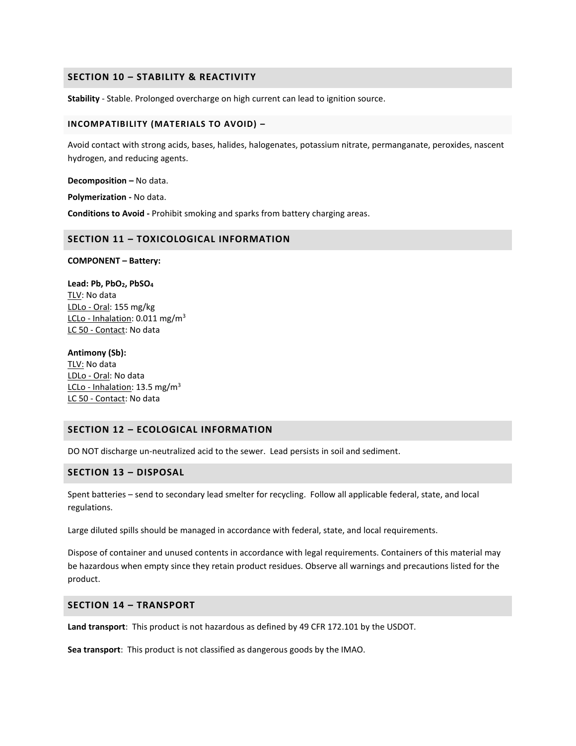## SECTION 10 – STABILITY & REACTIVITY

**Stability** - Stable. Prolonged overcharge on high current can lead to ignition source.

### INCOMPATIBILITY (MATERIALS TO AVOID) –

Avoid contact with strong acids, bases, halides, halogenates, potassium nitrate, permanganate, peroxides, nascent hydrogen, and reducing agents.

**Decomposition –** No data.

**Polymerization -** No data.

**Conditions to Avoid -** Prohibit smoking and sparks from battery charging areas.

## SECTION 11 – TOXICOLOGICAL INFORMATION

**COMPONENT – Battery:**

**Lead: Pb, $PbO_2$, $PbSO_4$**
TLV: No data
LDLo - Oral: 155 mg/kg
LCLo - Inhalation: 0.011 $mg/m^3$
LC 50 - Contact: No data

**Antimony (Sb):**
TLV: No data
LDLo - Oral: No data
LCLo - Inhalation: 13.5 $mg/m^3$
LC 50 - Contact: No data

## SECTION 12 – ECOLOGICAL INFORMATION

DO NOT discharge un-neutralized acid to the sewer. Lead persists in soil and sediment.

## SECTION 13 – DISPOSAL

Spent batteries – send to secondary lead smelter for recycling. Follow all applicable federal, state, and local regulations.

Large diluted spills should be managed in accordance with federal, state, and local requirements.

Dispose of container and unused contents in accordance with legal requirements. Containers of this material may be hazardous when empty since they retain product residues. Observe all warnings and precautions listed for the product.

## SECTION 14 – TRANSPORT

**Land transport**: This product is not hazardous as defined by 49 CFR 172.101 by the USDOT.

**Sea transport**: This product is not classified as dangerous goods by the IMAO.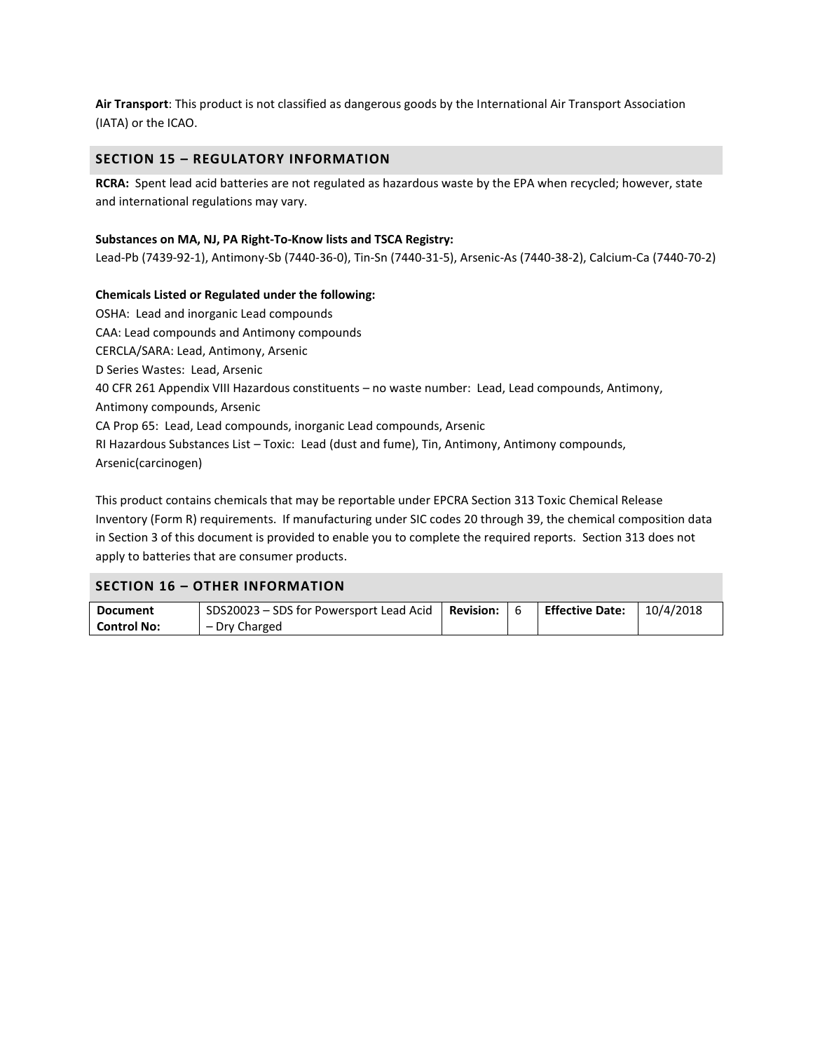**Air Transport**: This product is not classified as dangerous goods by the International Air Transport Association (IATA) or the ICAO.

## SECTION 15 – REGULATORY INFORMATION

**RCRA:** Spent lead acid batteries are not regulated as hazardous waste by the EPA when recycled; however, state and international regulations may vary.

**Substances on MA, NJ, PA Right-To-Know lists and TSCA Registry:**
Lead-Pb (7439-92-1), Antimony-Sb (7440-36-0), Tin-Sn (7440-31-5), Arsenic-As (7440-38-2), Calcium-Ca (7440-70-2)

**Chemicals Listed or Regulated under the following:**
OSHA: Lead and inorganic Lead compounds
CAA: Lead compounds and Antimony compounds
CERCLA/SARA: Lead, Antimony, Arsenic
D Series Wastes: Lead, Arsenic
40 CFR 261 Appendix VIII Hazardous constituents – no waste number: Lead, Lead compounds, Antimony, Antimony compounds, Arsenic
CA Prop 65: Lead, Lead compounds, inorganic Lead compounds, Arsenic
RI Hazardous Substances List – Toxic: Lead (dust and fume), Tin, Antimony, Antimony compounds, Arsenic(carcinogen)

This product contains chemicals that may be reportable under EPCRA Section 313 Toxic Chemical Release Inventory (Form R) requirements. If manufacturing under SIC codes 20 through 39, the chemical composition data in Section 3 of this document is provided to enable you to complete the required reports. Section 313 does not apply to batteries that are consumer products.

## SECTION 16 – OTHER INFORMATION

| | | | | | |
|---|---|---|---|---|---|
| **Document Control No:** | SDS20023 – SDS for Powersport Lead Acid – Dry Charged | **Revision:** | 6 | **Effective Date:** | 10/4/2018 |